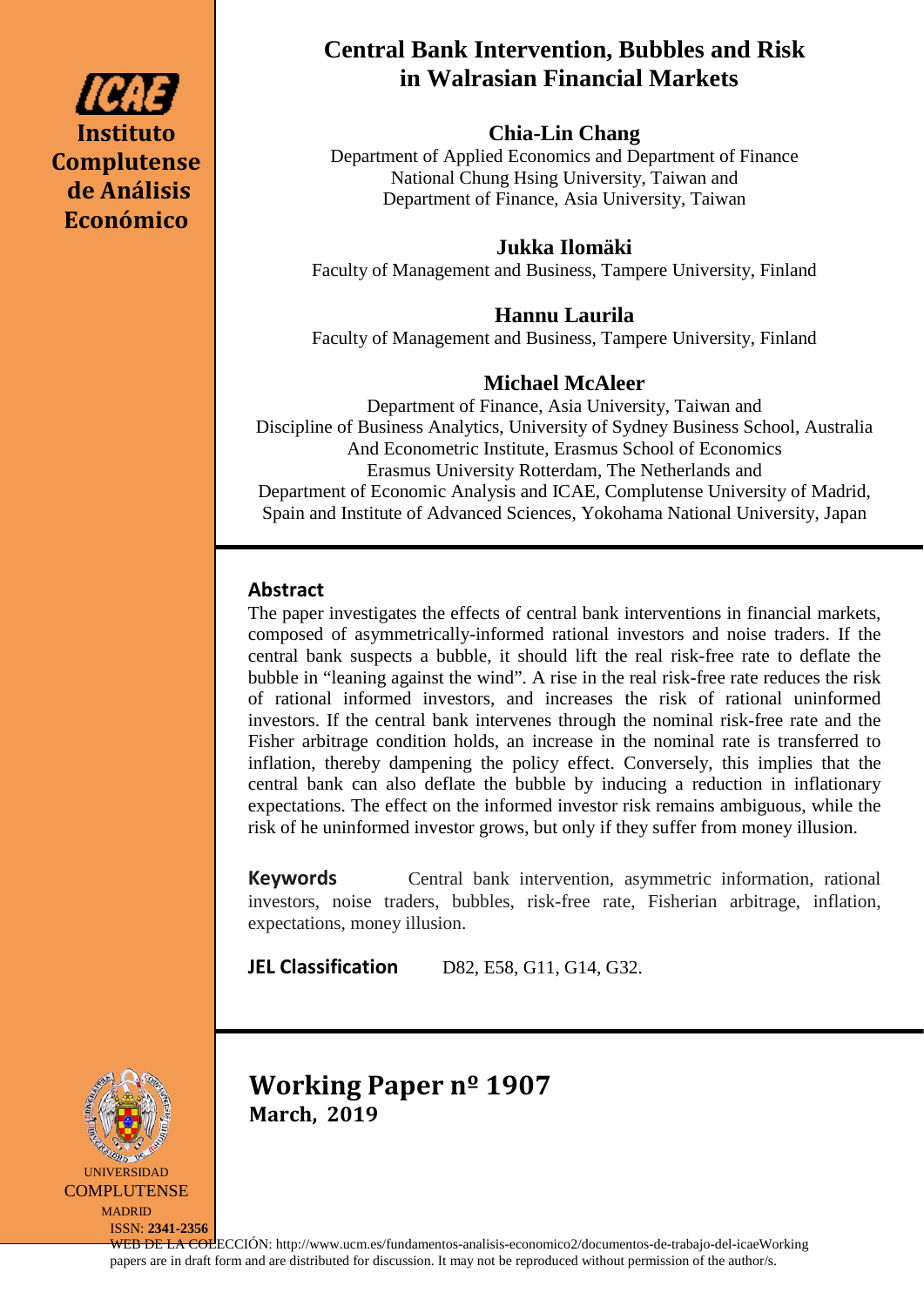Instituto Complutense de Análisis Económico

# Central Bank Intervention, Bubbles and Risk in Walrasian Financial Markets

**Chia-Lin Chang**
Department of Applied Economics and Department of Finance
National Chung Hsing University, Taiwan and
Department of Finance, Asia University, Taiwan

**Jukka Ilomäki**
Faculty of Management and Business, Tampere University, Finland

**Hannu Laurila**
Faculty of Management and Business, Tampere University, Finland

**Michael McAleer**
Department of Finance, Asia University, Taiwan and
Discipline of Business Analytics, University of Sydney Business School, Australia
And Econometric Institute, Erasmus School of Economics
Erasmus University Rotterdam, The Netherlands and
Department of Economic Analysis and ICAE, Complutense University of Madrid, Spain and Institute of Advanced Sciences, Yokohama National University, Japan

## Abstract

The paper investigates the effects of central bank interventions in financial markets, composed of asymmetrically-informed rational investors and noise traders. If the central bank suspects a bubble, it should lift the real risk-free rate to deflate the bubble in "leaning against the wind". A rise in the real risk-free rate reduces the risk of rational informed investors, and increases the risk of rational uninformed investors. If the central bank intervenes through the nominal risk-free rate and the Fisher arbitrage condition holds, an increase in the nominal rate is transferred to inflation, thereby dampening the policy effect. Conversely, this implies that the central bank can also deflate the bubble by inducing a reduction in inflationary expectations. The effect on the informed investor risk remains ambiguous, while the risk of he uninformed investor grows, but only if they suffer from money illusion.

**Keywords** Central bank intervention, asymmetric information, rational investors, noise traders, bubbles, risk-free rate, Fisherian arbitrage, inflation, expectations, money illusion.

**JEL Classification** D82, E58, G11, G14, G32.

## Working Paper nº 1907
**March, 2019**

UNIVERSIDAD COMPLUTENSE MADRID

ISSN: **2341-2356**

WEB DE LA COLECCIÓN: http://www.ucm.es/fundamentos-analisis-economico2/documentos-de-trabajo-del-icaeWorking papers are in draft form and are distributed for discussion. It may not be reproduced without permission of the author/s.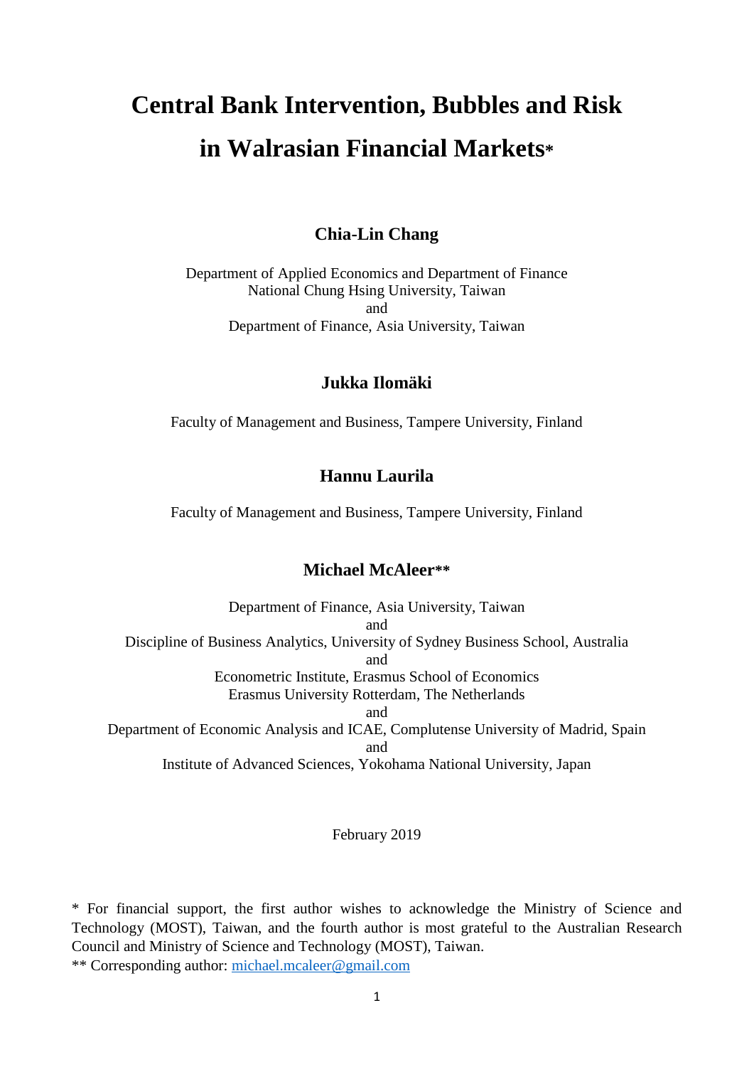# Central Bank Intervention, Bubbles and Risk in Walrasian Financial Markets*

**Chia-Lin Chang**

Department of Applied Economics and Department of Finance
National Chung Hsing University, Taiwan
and
Department of Finance, Asia University, Taiwan

**Jukka Ilomäki**

Faculty of Management and Business, Tampere University, Finland

**Hannu Laurila**

Faculty of Management and Business, Tampere University, Finland

**Michael McAleer****

Department of Finance, Asia University, Taiwan
and
Discipline of Business Analytics, University of Sydney Business School, Australia
and
Econometric Institute, Erasmus School of Economics
Erasmus University Rotterdam, The Netherlands
and
Department of Economic Analysis and ICAE, Complutense University of Madrid, Spain
and
Institute of Advanced Sciences, Yokohama National University, Japan

February 2019

\* For financial support, the first author wishes to acknowledge the Ministry of Science and Technology (MOST), Taiwan, and the fourth author is most grateful to the Australian Research Council and Ministry of Science and Technology (MOST), Taiwan.

\*\* Corresponding author: michael.mcaleer@gmail.com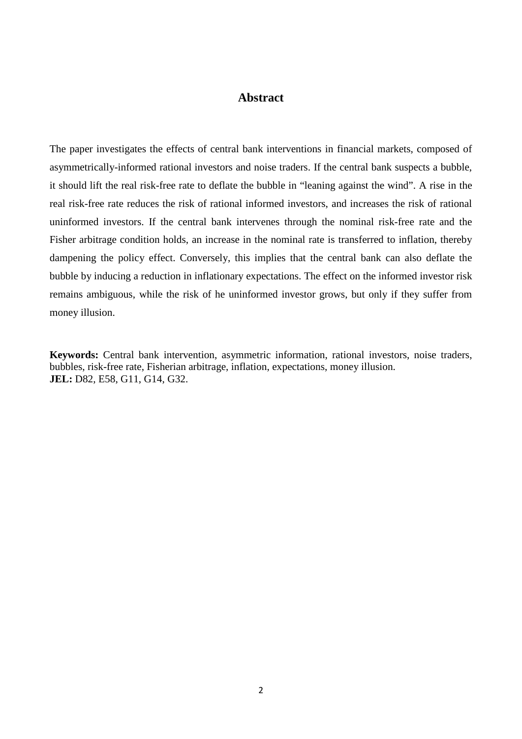## Abstract

The paper investigates the effects of central bank interventions in financial markets, composed of asymmetrically-informed rational investors and noise traders. If the central bank suspects a bubble, it should lift the real risk-free rate to deflate the bubble in "leaning against the wind". A rise in the real risk-free rate reduces the risk of rational informed investors, and increases the risk of rational uninformed investors. If the central bank intervenes through the nominal risk-free rate and the Fisher arbitrage condition holds, an increase in the nominal rate is transferred to inflation, thereby dampening the policy effect. Conversely, this implies that the central bank can also deflate the bubble by inducing a reduction in inflationary expectations. The effect on the informed investor risk remains ambiguous, while the risk of he uninformed investor grows, but only if they suffer from money illusion.

**Keywords:** Central bank intervention, asymmetric information, rational investors, noise traders, bubbles, risk-free rate, Fisherian arbitrage, inflation, expectations, money illusion.
**JEL:** D82, E58, G11, G14, G32.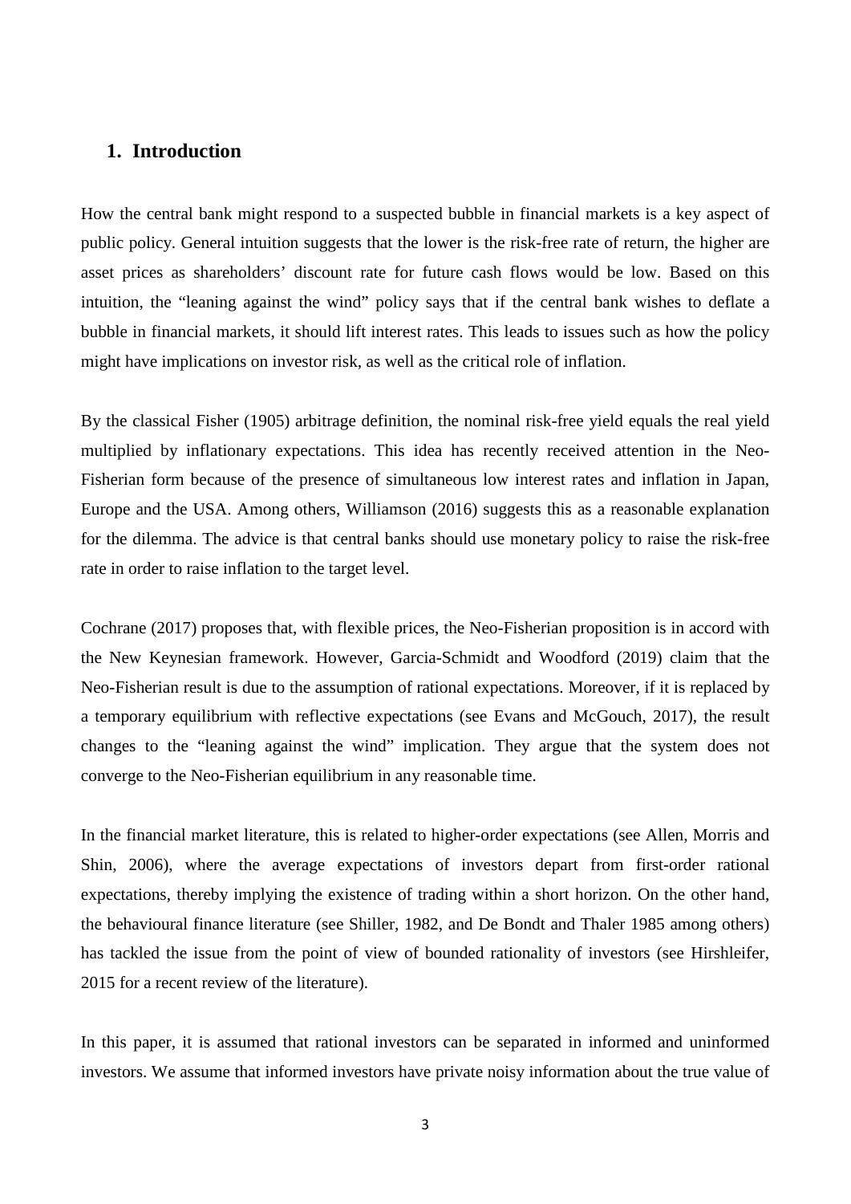## 1. Introduction

How the central bank might respond to a suspected bubble in financial markets is a key aspect of public policy. General intuition suggests that the lower is the risk-free rate of return, the higher are asset prices as shareholders' discount rate for future cash flows would be low. Based on this intuition, the "leaning against the wind" policy says that if the central bank wishes to deflate a bubble in financial markets, it should lift interest rates. This leads to issues such as how the policy might have implications on investor risk, as well as the critical role of inflation.

By the classical Fisher (1905) arbitrage definition, the nominal risk-free yield equals the real yield multiplied by inflationary expectations. This idea has recently received attention in the Neo-Fisherian form because of the presence of simultaneous low interest rates and inflation in Japan, Europe and the USA. Among others, Williamson (2016) suggests this as a reasonable explanation for the dilemma. The advice is that central banks should use monetary policy to raise the risk-free rate in order to raise inflation to the target level.

Cochrane (2017) proposes that, with flexible prices, the Neo-Fisherian proposition is in accord with the New Keynesian framework. However, Garcia-Schmidt and Woodford (2019) claim that the Neo-Fisherian result is due to the assumption of rational expectations. Moreover, if it is replaced by a temporary equilibrium with reflective expectations (see Evans and McGouch, 2017), the result changes to the "leaning against the wind" implication. They argue that the system does not converge to the Neo-Fisherian equilibrium in any reasonable time.

In the financial market literature, this is related to higher-order expectations (see Allen, Morris and Shin, 2006), where the average expectations of investors depart from first-order rational expectations, thereby implying the existence of trading within a short horizon. On the other hand, the behavioural finance literature (see Shiller, 1982, and De Bondt and Thaler 1985 among others) has tackled the issue from the point of view of bounded rationality of investors (see Hirshleifer, 2015 for a recent review of the literature).

In this paper, it is assumed that rational investors can be separated in informed and uninformed investors. We assume that informed investors have private noisy information about the true value of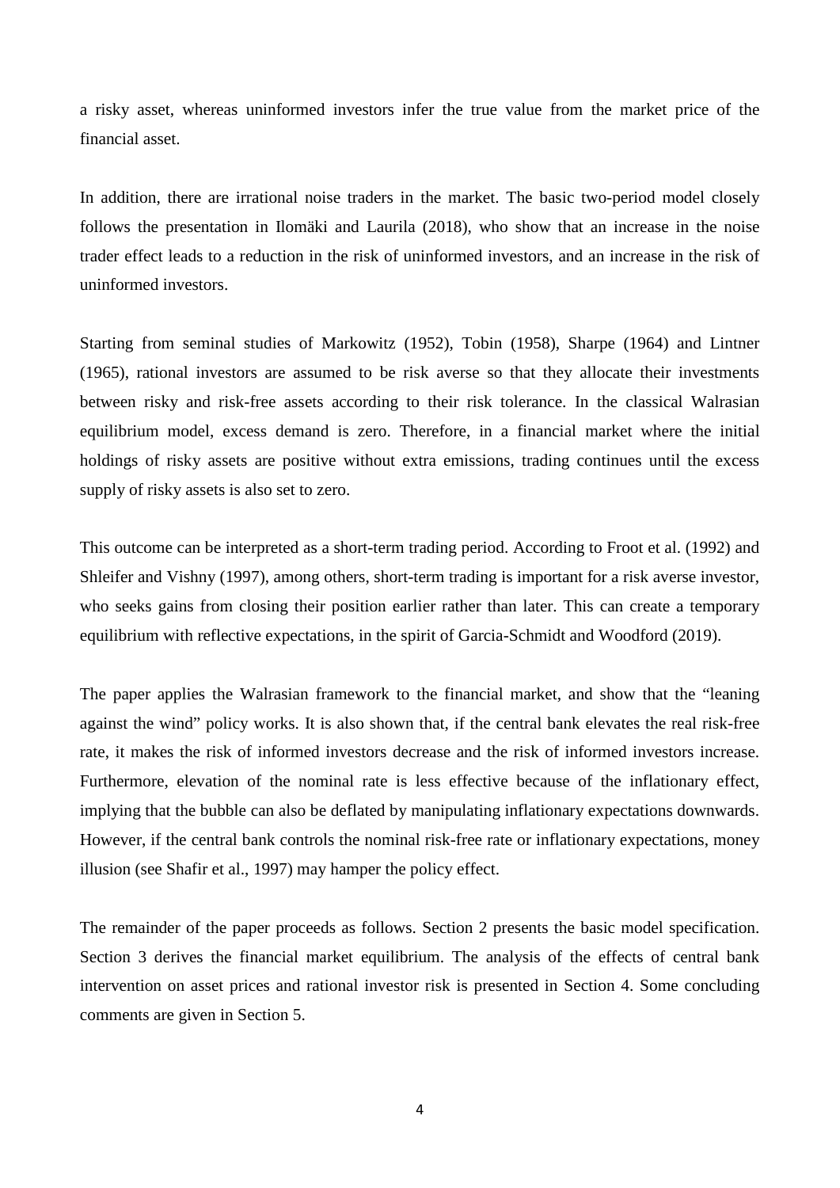a risky asset, whereas uninformed investors infer the true value from the market price of the financial asset.

In addition, there are irrational noise traders in the market. The basic two-period model closely follows the presentation in Ilomäki and Laurila (2018), who show that an increase in the noise trader effect leads to a reduction in the risk of uninformed investors, and an increase in the risk of uninformed investors.

Starting from seminal studies of Markowitz (1952), Tobin (1958), Sharpe (1964) and Lintner (1965), rational investors are assumed to be risk averse so that they allocate their investments between risky and risk-free assets according to their risk tolerance. In the classical Walrasian equilibrium model, excess demand is zero. Therefore, in a financial market where the initial holdings of risky assets are positive without extra emissions, trading continues until the excess supply of risky assets is also set to zero.

This outcome can be interpreted as a short-term trading period. According to Froot et al. (1992) and Shleifer and Vishny (1997), among others, short-term trading is important for a risk averse investor, who seeks gains from closing their position earlier rather than later. This can create a temporary equilibrium with reflective expectations, in the spirit of Garcia-Schmidt and Woodford (2019).

The paper applies the Walrasian framework to the financial market, and show that the "leaning against the wind" policy works. It is also shown that, if the central bank elevates the real risk-free rate, it makes the risk of informed investors decrease and the risk of informed investors increase. Furthermore, elevation of the nominal rate is less effective because of the inflationary effect, implying that the bubble can also be deflated by manipulating inflationary expectations downwards. However, if the central bank controls the nominal risk-free rate or inflationary expectations, money illusion (see Shafir et al., 1997) may hamper the policy effect.

The remainder of the paper proceeds as follows. Section 2 presents the basic model specification. Section 3 derives the financial market equilibrium. The analysis of the effects of central bank intervention on asset prices and rational investor risk is presented in Section 4. Some concluding comments are given in Section 5.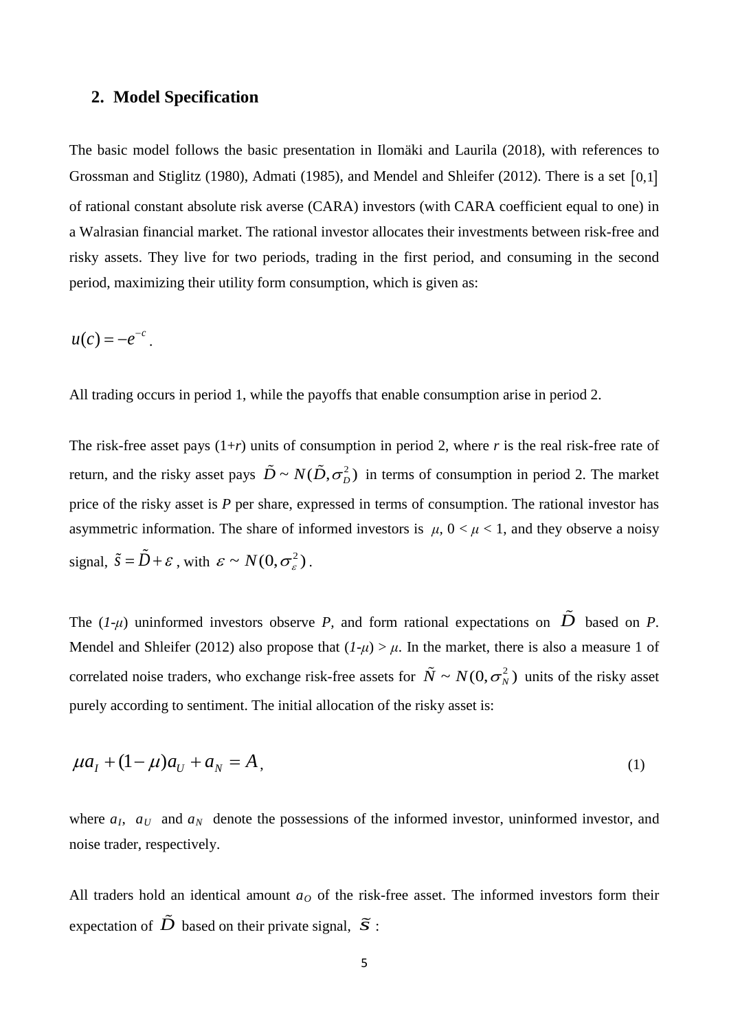## 2. Model Specification

The basic model follows the basic presentation in Ilomäki and Laurila (2018), with references to Grossman and Stiglitz (1980), Admati (1985), and Mendel and Shleifer (2012). There is a set $[0,1]$ of rational constant absolute risk averse (CARA) investors (with CARA coefficient equal to one) in a Walrasian financial market. The rational investor allocates their investments between risk-free and risky assets. They live for two periods, trading in the first period, and consuming in the second period, maximizing their utility form consumption, which is given as:

$$u(c) = -e^{-c}.$$

All trading occurs in period 1, while the payoffs that enable consumption arise in period 2.

The risk-free asset pays (1+*r*) units of consumption in period 2, where *r* is the real risk-free rate of return, and the risky asset pays $\tilde{D} \sim N(\tilde{D}, \sigma_D^2)$ in terms of consumption in period 2. The market price of the risky asset is *P* per share, expressed in terms of consumption. The rational investor has asymmetric information. The share of informed investors is $\mu$, $0 < \mu < 1$, and they observe a noisy signal, $\tilde{s} = \tilde{D} + \varepsilon$, with $\varepsilon \sim N(0, \sigma_\varepsilon^2)$.

The $(1-\mu)$ uninformed investors observe *P,* and form rational expectations on $\tilde{D}$ based on *P*. Mendel and Shleifer (2012) also propose that $(1-\mu) > \mu$. In the market, there is also a measure 1 of correlated noise traders, who exchange risk-free assets for $\tilde{N} \sim N(0, \sigma_N^2)$ units of the risky asset purely according to sentiment. The initial allocation of the risky asset is:

$$\mu a_I + (1-\mu) a_U + a_N = A, \tag{1}$$

where $a_I$, $a_U$ and $a_N$ denote the possessions of the informed investor, uninformed investor, and noise trader, respectively.

All traders hold an identical amount $a_O$ of the risk-free asset. The informed investors form their expectation of $\tilde{D}$ based on their private signal, $\tilde{s}$ :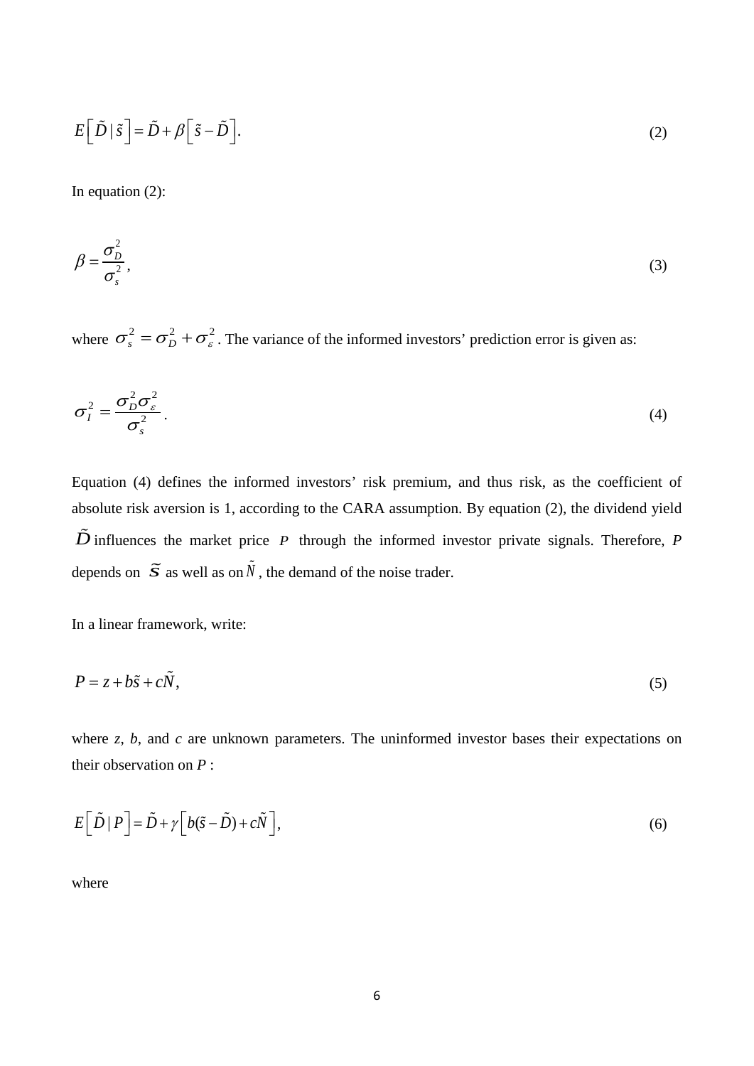$$E\left[\tilde{D} \mid \tilde{s}\right] = \tilde{D} + \beta\left[\tilde{s} - \tilde{D}\right]. \tag{2}$$

In equation (2):

$$\beta = \frac{\sigma_D^2}{\sigma_s^2}, \tag{3}$$

where $\sigma_s^2 = \sigma_D^2 + \sigma_\varepsilon^2$. The variance of the informed investors' prediction error is given as:

$$\sigma_I^2 = \frac{\sigma_D^2 \sigma_\varepsilon^2}{\sigma_s^2}. \tag{4}$$

Equation (4) defines the informed investors' risk premium, and thus risk, as the coefficient of absolute risk aversion is 1, according to the CARA assumption. By equation (2), the dividend yield $\tilde{D}$ influences the market price $P$ through the informed investor private signals. Therefore, $P$ depends on $\tilde{s}$ as well as on $\tilde{N}$, the demand of the noise trader.

In a linear framework, write:

$$P = z + b\tilde{s} + c\tilde{N}, \tag{5}$$

where *z*, *b*, and *c* are unknown parameters. The uninformed investor bases their expectations on their observation on $P$ :

$$E\left[\tilde{D} \mid P\right] = \tilde{D} + \gamma\left[b(\tilde{s} - \tilde{D}) + c\tilde{N}\right], \tag{6}$$

where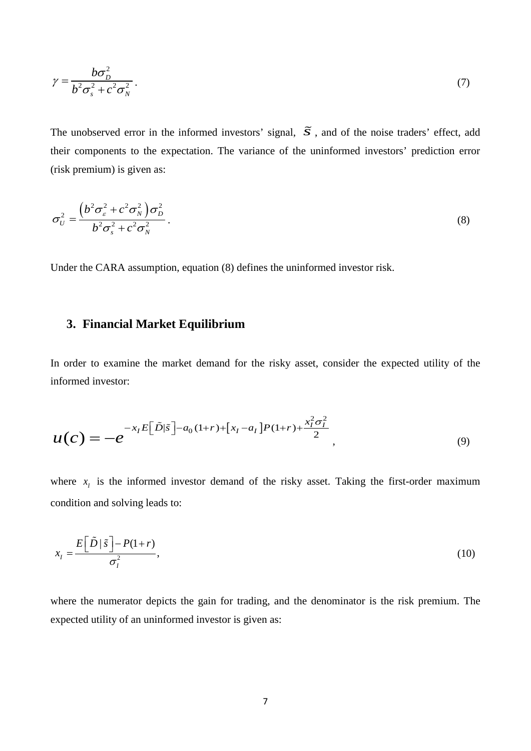$$\gamma = \frac{b\sigma_D^2}{b^2\sigma_s^2 + c^2\sigma_N^2}. \tag{7}$$

The unobserved error in the informed investors' signal, $\tilde{s}$, and of the noise traders' effect, add their components to the expectation. The variance of the uninformed investors' prediction error (risk premium) is given as:

$$\sigma_U^2 = \frac{\left(b^2\sigma_\varepsilon^2 + c^2\sigma_N^2\right)\sigma_D^2}{b^2\sigma_s^2 + c^2\sigma_N^2}. \tag{8}$$

Under the CARA assumption, equation (8) defines the uninformed investor risk.

## 3. Financial Market Equilibrium

In order to examine the market demand for the risky asset, consider the expected utility of the informed investor:

$$u(c) = -e^{-x_I E\left[\tilde{D}|\tilde{s}\right] - a_0(1+r) + \left[x_I - a_I\right]P(1+r) + \frac{x_I^2\sigma_I^2}{2}}, \tag{9}$$

where $x_I$ is the informed investor demand of the risky asset. Taking the first-order maximum condition and solving leads to:

$$x_I = \frac{E\left[\tilde{D}\,|\,\tilde{s}\right] - P(1+r)}{\sigma_I^2}, \tag{10}$$

where the numerator depicts the gain for trading, and the denominator is the risk premium. The expected utility of an uninformed investor is given as: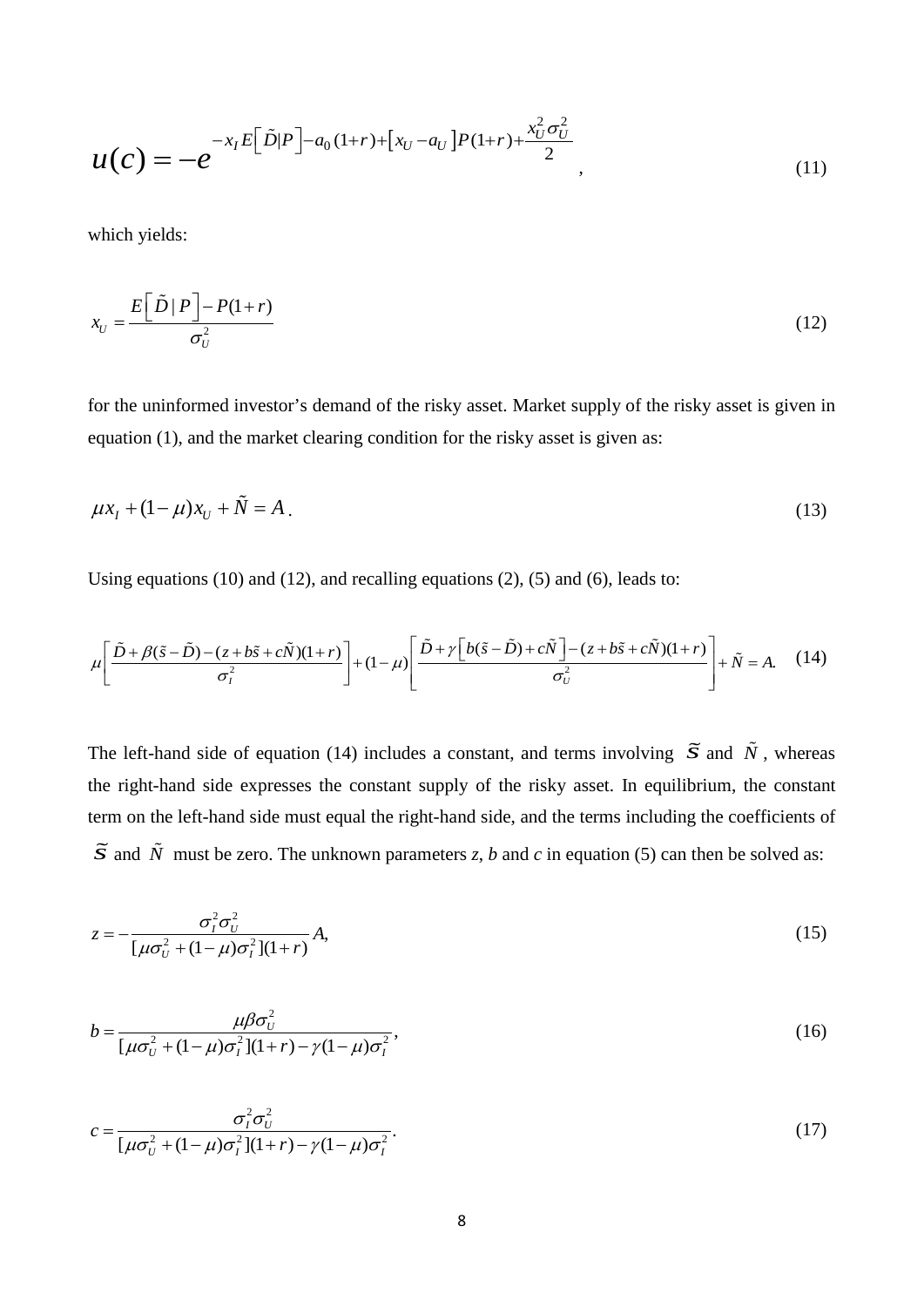$$u(c) = -e^{-x_I E\left[\tilde{D}|P\right] - a_0(1+r) + \left[x_U - a_U\right]P(1+r) + \frac{x_U^2 \sigma_U^2}{2}}, \tag{11}$$

which yields:

$$x_U = \frac{E\left[\tilde{D} \mid P\right] - P(1+r)}{\sigma_U^2} \tag{12}$$

for the uninformed investor's demand of the risky asset. Market supply of the risky asset is given in equation (1), and the market clearing condition for the risky asset is given as:

$$\mu x_I + (1-\mu) x_U + \tilde{N} = A. \tag{13}$$

Using equations (10) and (12), and recalling equations (2), (5) and (6), leads to:

$$\mu\left[\frac{\tilde{D} + \beta(\tilde{s} - \tilde{D}) - (z + b\tilde{s} + c\tilde{N})(1+r)}{\sigma_I^2}\right] + (1-\mu)\left[\frac{\tilde{D} + \gamma\left[b(\tilde{s} - \tilde{D}) + c\tilde{N}\right] - (z + b\tilde{s} + c\tilde{N})(1+r)}{\sigma_U^2}\right] + \tilde{N} = A. \tag{14}$$

The left-hand side of equation (14) includes a constant, and terms involving $\tilde{s}$ and $\tilde{N}$, whereas the right-hand side expresses the constant supply of the risky asset. In equilibrium, the constant term on the left-hand side must equal the right-hand side, and the terms including the coefficients of $\tilde{s}$ and $\tilde{N}$ must be zero. The unknown parameters *z*, *b* and *c* in equation (5) can then be solved as:

$$z = -\frac{\sigma_I^2 \sigma_U^2}{[\mu\sigma_U^2 + (1-\mu)\sigma_I^2](1+r)} A, \tag{15}$$

$$b = \frac{\mu\beta\sigma_U^2}{[\mu\sigma_U^2 + (1-\mu)\sigma_I^2](1+r) - \gamma(1-\mu)\sigma_I^2}, \tag{16}$$

$$c = \frac{\sigma_I^2 \sigma_U^2}{[\mu\sigma_U^2 + (1-\mu)\sigma_I^2](1+r) - \gamma(1-\mu)\sigma_I^2}. \tag{17}$$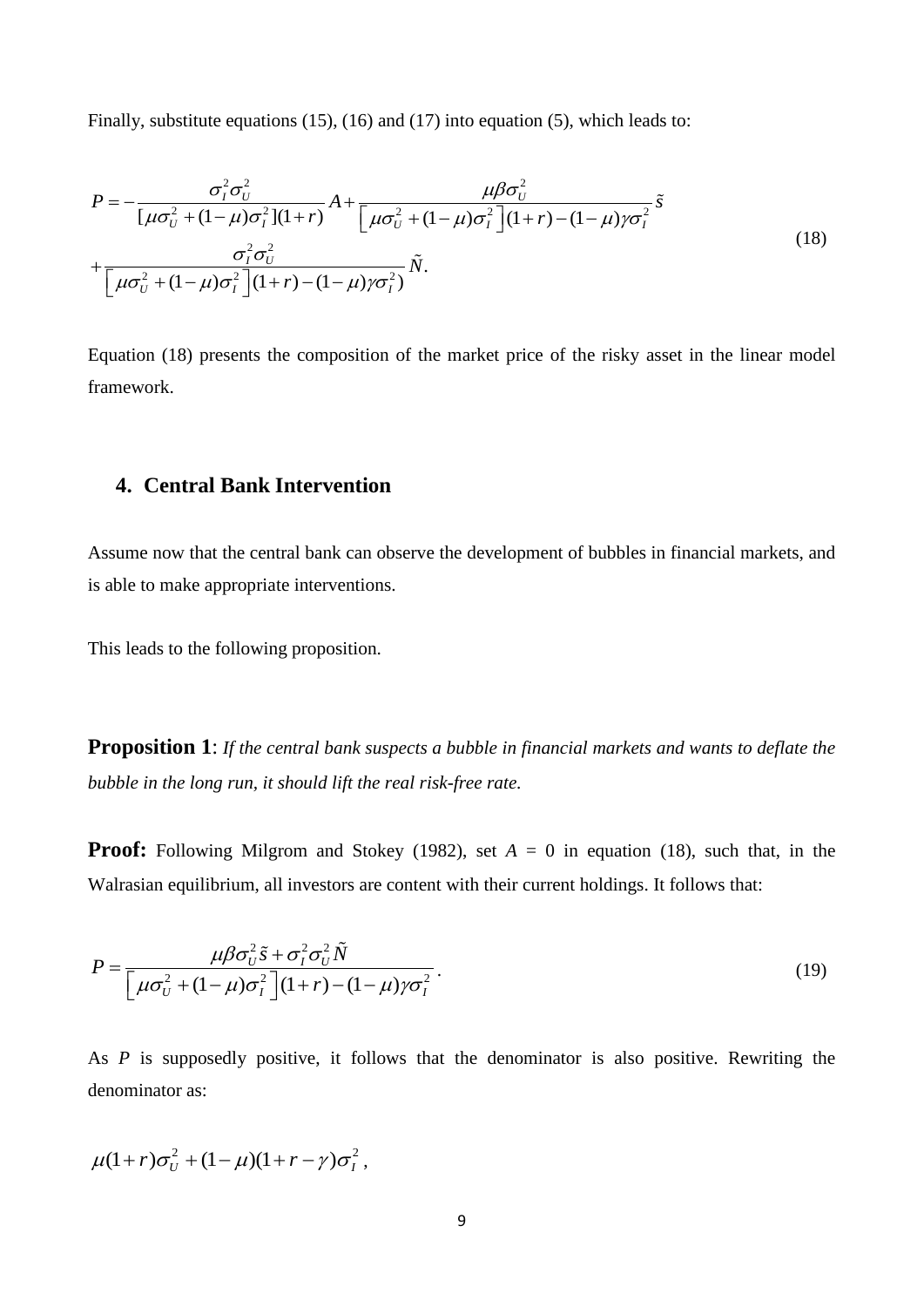Finally, substitute equations (15), (16) and (17) into equation (5), which leads to:

$$
\begin{aligned}
P = & -\frac{\sigma_I^2 \sigma_U^2}{[\mu\sigma_U^2 + (1-\mu)\sigma_I^2](1+r)} A + \frac{\mu\beta\sigma_U^2}{\left[\mu\sigma_U^2 + (1-\mu)\sigma_I^2\right](1+r) - (1-\mu)\gamma\sigma_I^2} \tilde{s} \\
& + \frac{\sigma_I^2 \sigma_U^2}{\left[\mu\sigma_U^2 + (1-\mu)\sigma_I^2\right](1+r) - (1-\mu)\gamma\sigma_I^2)} \tilde{N}.
\end{aligned}
\tag{18}
$$

Equation (18) presents the composition of the market price of the risky asset in the linear model framework.

## 4. Central Bank Intervention

Assume now that the central bank can observe the development of bubbles in financial markets, and is able to make appropriate interventions.

This leads to the following proposition.

**Proposition 1**: *If the central bank suspects a bubble in financial markets and wants to deflate the bubble in the long run, it should lift the real risk-free rate.*

**Proof:** Following Milgrom and Stokey (1982), set $A$ = 0 in equation (18), such that, in the Walrasian equilibrium, all investors are content with their current holdings. It follows that:

$$
P = \frac{\mu\beta\sigma_U^2 \tilde{s} + \sigma_I^2 \sigma_U^2 \tilde{N}}{\left[\mu\sigma_U^2 + (1-\mu)\sigma_I^2\right](1+r) - (1-\mu)\gamma\sigma_I^2}. \tag{19}
$$

As $P$ is supposedly positive, it follows that the denominator is also positive. Rewriting the denominator as:

$$
\mu(1+r)\sigma_U^2 + (1-\mu)(1+r-\gamma)\sigma_I^2,
$$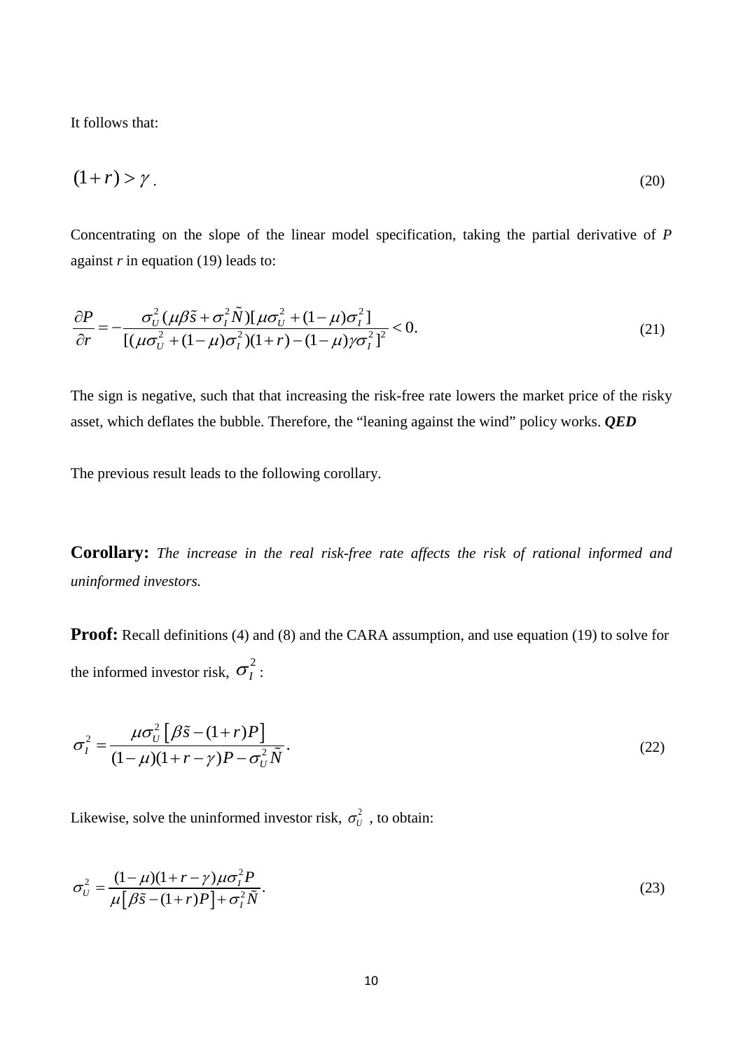It follows that:

$$(1+r) > \gamma \,. \tag{20}$$

Concentrating on the slope of the linear model specification, taking the partial derivative of $P$ against $r$ in equation (19) leads to:

$$\frac{\partial P}{\partial r} = -\frac{\sigma_U^2(\mu\beta\tilde{s} + \sigma_I^2\tilde{N})[\mu\sigma_U^2 + (1-\mu)\sigma_I^2]}{[(\mu\sigma_U^2 + (1-\mu)\sigma_I^2)(1+r) - (1-\mu)\gamma\sigma_I^2]^2} < 0. \tag{21}$$

The sign is negative, such that that increasing the risk-free rate lowers the market price of the risky asset, which deflates the bubble. Therefore, the "leaning against the wind" policy works. ***QED***

The previous result leads to the following corollary.

**Corollary:** *The increase in the real risk-free rate affects the risk of rational informed and uninformed investors.*

**Proof:** Recall definitions (4) and (8) and the CARA assumption, and use equation (19) to solve for the informed investor risk, $\sigma_I^2$ :

$$\sigma_I^2 = \frac{\mu\sigma_U^2\left[\beta\tilde{s} - (1+r)P\right]}{(1-\mu)(1+r-\gamma)P - \sigma_U^2\tilde{N}}. \tag{22}$$

Likewise, solve the uninformed investor risk, $\sigma_U^2$ , to obtain:

$$\sigma_U^2 = \frac{(1-\mu)(1+r-\gamma)\mu\sigma_I^2 P}{\mu\left[\beta\tilde{s} - (1+r)P\right] + \sigma_I^2\tilde{N}}. \tag{23}$$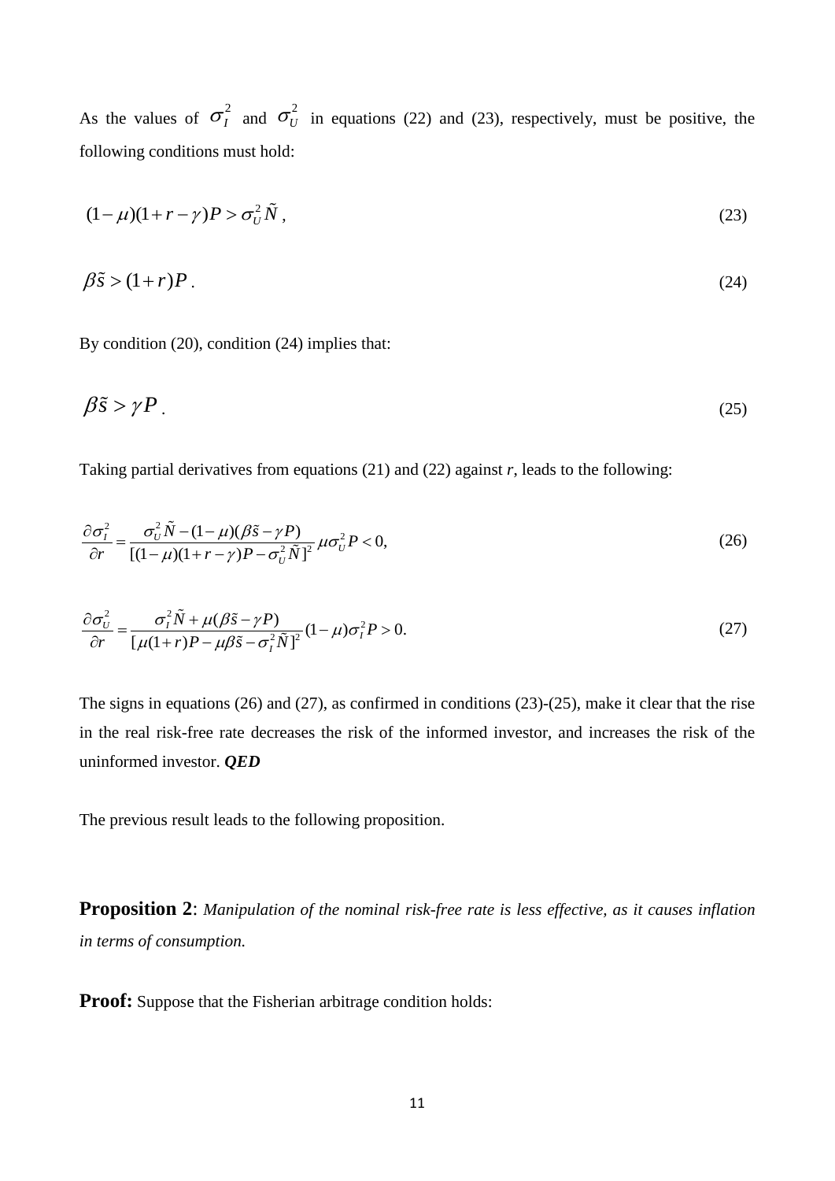As the values of $\sigma_I^2$ and $\sigma_U^2$ in equations (22) and (23), respectively, must be positive, the following conditions must hold:

$$(1-\mu)(1+r-\gamma)P > \sigma_U^2 \tilde{N}\,, \tag{23}$$

$$\beta\tilde{s} > (1+r)P\,. \tag{24}$$

By condition (20), condition (24) implies that:

$$\beta\tilde{s} > \gamma P\,. \tag{25}$$

Taking partial derivatives from equations (21) and (22) against *r*, leads to the following:

$$\frac{\partial \sigma_I^2}{\partial r} = \frac{\sigma_U^2 \tilde{N} - (1-\mu)(\beta\tilde{s} - \gamma P)}{[(1-\mu)(1+r-\gamma)P - \sigma_U^2 \tilde{N}]^2}\,\mu\sigma_U^2 P < 0, \tag{26}$$

$$\frac{\partial \sigma_U^2}{\partial r} = \frac{\sigma_I^2 \tilde{N} + \mu(\beta\tilde{s} - \gamma P)}{[\mu(1+r)P - \mu\beta\tilde{s} - \sigma_I^2 \tilde{N}]^2}(1-\mu)\sigma_I^2 P > 0. \tag{27}$$

The signs in equations (26) and (27), as confirmed in conditions (23)-(25), make it clear that the rise in the real risk-free rate decreases the risk of the informed investor, and increases the risk of the uninformed investor. ***QED***

The previous result leads to the following proposition.

**Proposition 2**: *Manipulation of the nominal risk-free rate is less effective, as it causes inflation in terms of consumption.*

**Proof:** Suppose that the Fisherian arbitrage condition holds: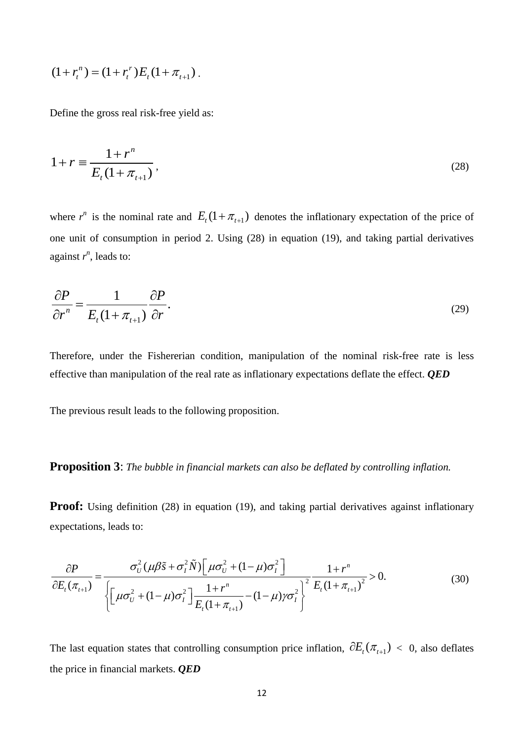$$(1+r_t^n) = (1+r_t^r)E_t(1+\pi_{t+1})\,.$$

Define the gross real risk-free yield as:

$$1+r \equiv \frac{1+r^n}{E_t(1+\pi_{t+1})}\,, \tag{28}$$

where $r^n$ is the nominal rate and $E_t(1+\pi_{t+1})$ denotes the inflationary expectation of the price of one unit of consumption in period 2. Using (28) in equation (19), and taking partial derivatives against $r^n$, leads to:

$$\frac{\partial P}{\partial r^n} = \frac{1}{E_t(1+\pi_{t+1})}\frac{\partial P}{\partial r}. \tag{29}$$

Therefore, under the Fishererian condition, manipulation of the nominal risk-free rate is less effective than manipulation of the real rate as inflationary expectations deflate the effect. ***QED***

The previous result leads to the following proposition.

**Proposition 3**: *The bubble in financial markets can also be deflated by controlling inflation.*

**Proof:** Using definition (28) in equation (19), and taking partial derivatives against inflationary expectations, leads to:

$$\frac{\partial P}{\partial E_t(\pi_{t+1})} = \frac{\sigma_U^2(\mu\beta\tilde{s}+\sigma_I^2\tilde{N})\left[\mu\sigma_U^2+(1-\mu)\sigma_I^2\right]}{\left\{\left[\mu\sigma_U^2+(1-\mu)\sigma_I^2\right]\dfrac{1+r^n}{E_t(1+\pi_{t+1})}-(1-\mu)\gamma\sigma_I^2\right\}^2}\frac{1+r^n}{E_t(1+\pi_{t+1})^2} > 0. \tag{30}$$

The last equation states that controlling consumption price inflation, $\partial E_t(\pi_{t+1}) < 0$, also deflates the price in financial markets. ***QED***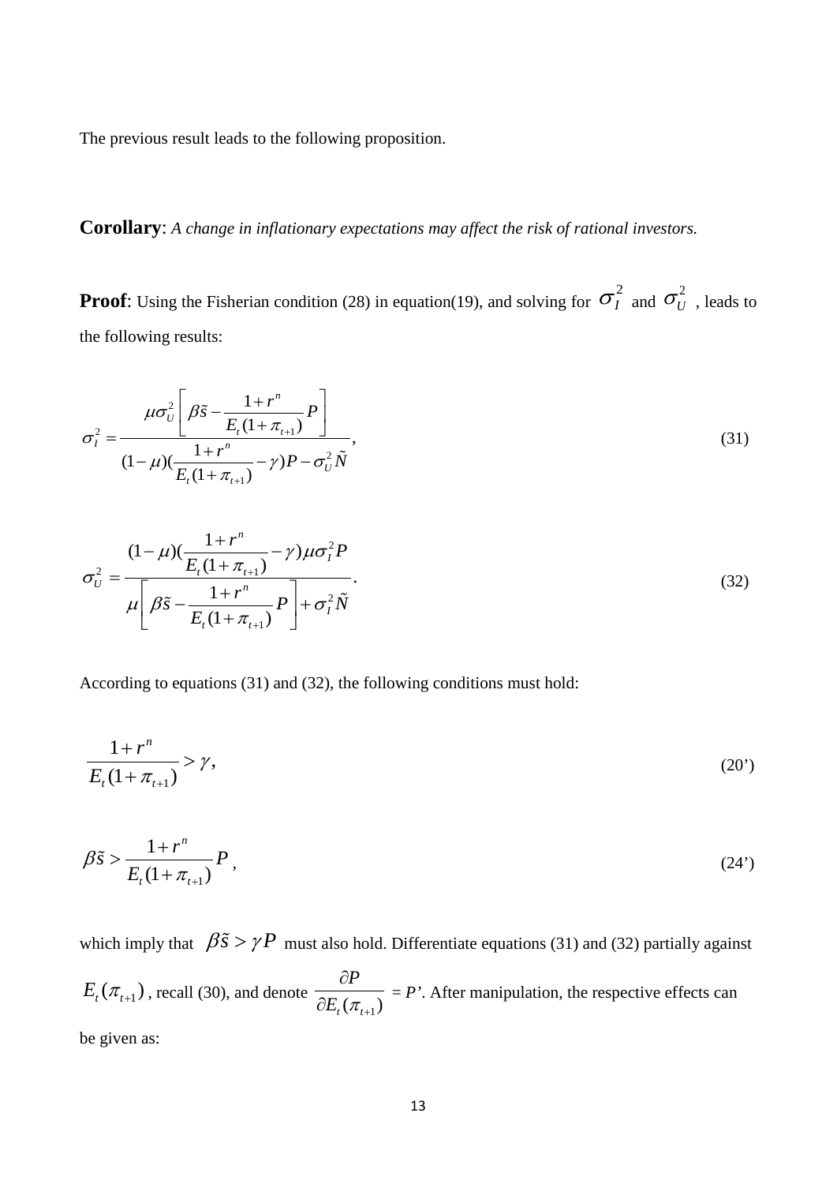The previous result leads to the following proposition.

**Corollary**: *A change in inflationary expectations may affect the risk of rational investors.*

**Proof**: Using the Fisherian condition (28) in equation(19), and solving for $\sigma_I^2$ and $\sigma_U^2$ , leads to the following results:

$$\sigma_I^2 = \frac{\mu\sigma_U^2\left[\beta\tilde{s} - \frac{1+r^n}{E_t(1+\pi_{t+1})}P\right]}{(1-\mu)(\frac{1+r^n}{E_t(1+\pi_{t+1})} - \gamma)P - \sigma_U^2\tilde{N}}, \tag{31}$$

$$\sigma_U^2 = \frac{(1-\mu)(\frac{1+r^n}{E_t(1+\pi_{t+1})} - \gamma)\mu\sigma_I^2 P}{\mu\left[\beta\tilde{s} - \frac{1+r^n}{E_t(1+\pi_{t+1})}P\right] + \sigma_I^2\tilde{N}}. \tag{32}$$

According to equations (31) and (32), the following conditions must hold:

$$\frac{1+r^n}{E_t(1+\pi_{t+1})} > \gamma, \tag{20'}$$

$$\beta\tilde{s} > \frac{1+r^n}{E_t(1+\pi_{t+1})}P, \tag{24'}$$

which imply that $\beta\tilde{s} > \gamma P$ must also hold. Differentiate equations (31) and (32) partially against $E_t(\pi_{t+1})$, recall (30), and denote $\frac{\partial P}{\partial E_t(\pi_{t+1})}$ = *P'*. After manipulation, the respective effects can be given as: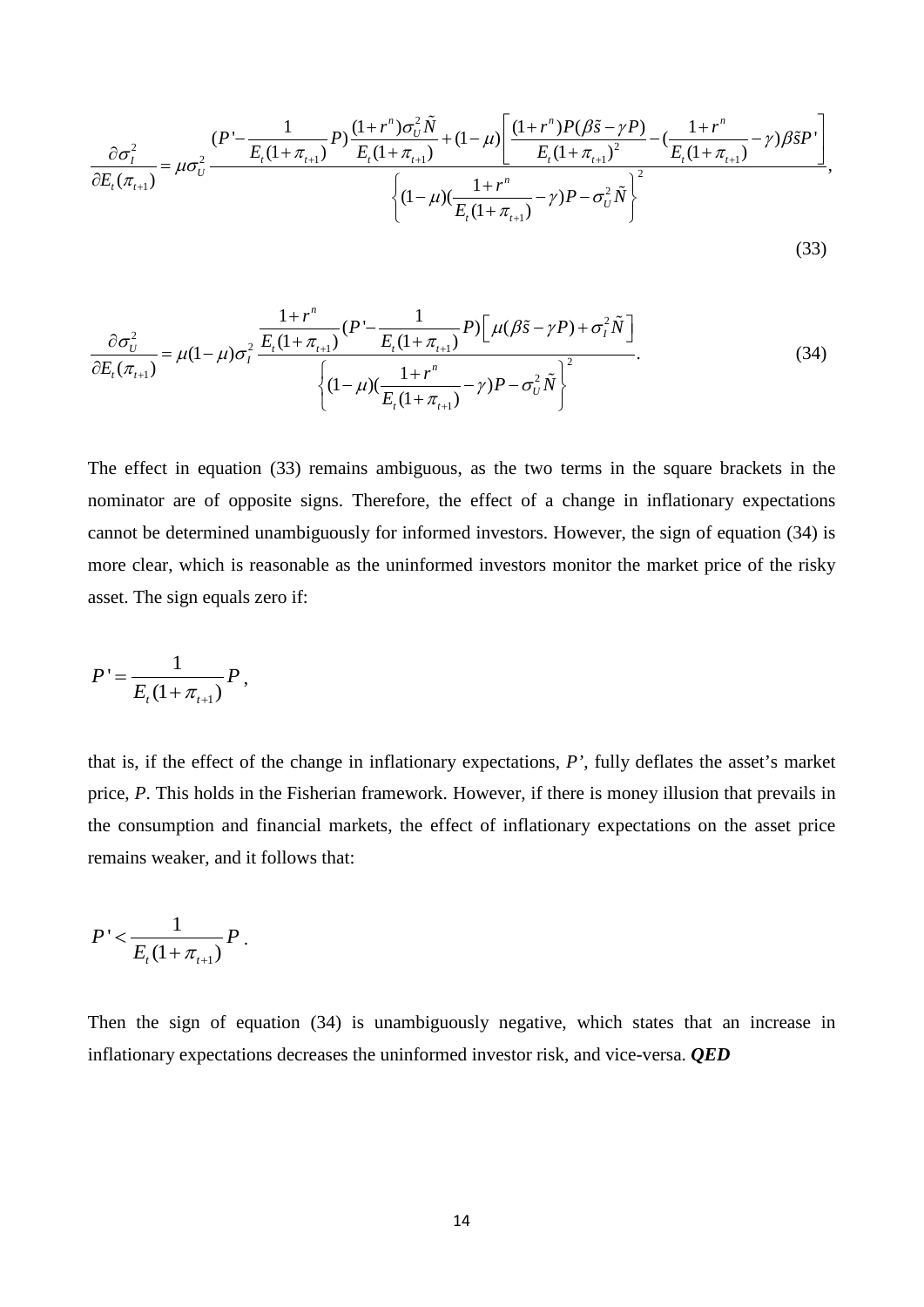$$\frac{\partial \sigma_I^2}{\partial E_t(\pi_{t+1})} = \mu\sigma_U^2 \frac{(P' - \frac{1}{E_t(1+\pi_{t+1})}P)\frac{(1+r^n)\sigma_U^2\tilde{N}}{E_t(1+\pi_{t+1})} + (1-\mu)\left[\frac{(1+r^n)P(\beta\tilde{s} - \gamma P)}{E_t(1+\pi_{t+1})^2} - (\frac{1+r^n}{E_t(1+\pi_{t+1})} - \gamma)\beta\tilde{s}P'\right]}{\left\{(1-\mu)(\frac{1+r^n}{E_t(1+\pi_{t+1})} - \gamma)P - \sigma_U^2\tilde{N}\right\}^2}, \tag{33}$$

$$\frac{\partial \sigma_U^2}{\partial E_t(\pi_{t+1})} = \mu(1-\mu)\sigma_I^2 \frac{\frac{1+r^n}{E_t(1+\pi_{t+1})}(P' - \frac{1}{E_t(1+\pi_{t+1})}P)\left[\mu(\beta\tilde{s} - \gamma P) + \sigma_I^2\tilde{N}\right]}{\left\{(1-\mu)(\frac{1+r^n}{E_t(1+\pi_{t+1})} - \gamma)P - \sigma_U^2\tilde{N}\right\}^2}. \tag{34}$$

The effect in equation (33) remains ambiguous, as the two terms in the square brackets in the nominator are of opposite signs. Therefore, the effect of a change in inflationary expectations cannot be determined unambiguously for informed investors. However, the sign of equation (34) is more clear, which is reasonable as the uninformed investors monitor the market price of the risky asset. The sign equals zero if:

$$P' = \frac{1}{E_t(1+\pi_{t+1})}P,$$

that is, if the effect of the change in inflationary expectations, *P'*, fully deflates the asset's market price, *P*. This holds in the Fisherian framework. However, if there is money illusion that prevails in the consumption and financial markets, the effect of inflationary expectations on the asset price remains weaker, and it follows that:

$$P' < \frac{1}{E_t(1+\pi_{t+1})}P.$$

Then the sign of equation (34) is unambiguously negative, which states that an increase in inflationary expectations decreases the uninformed investor risk, and vice-versa. ***QED***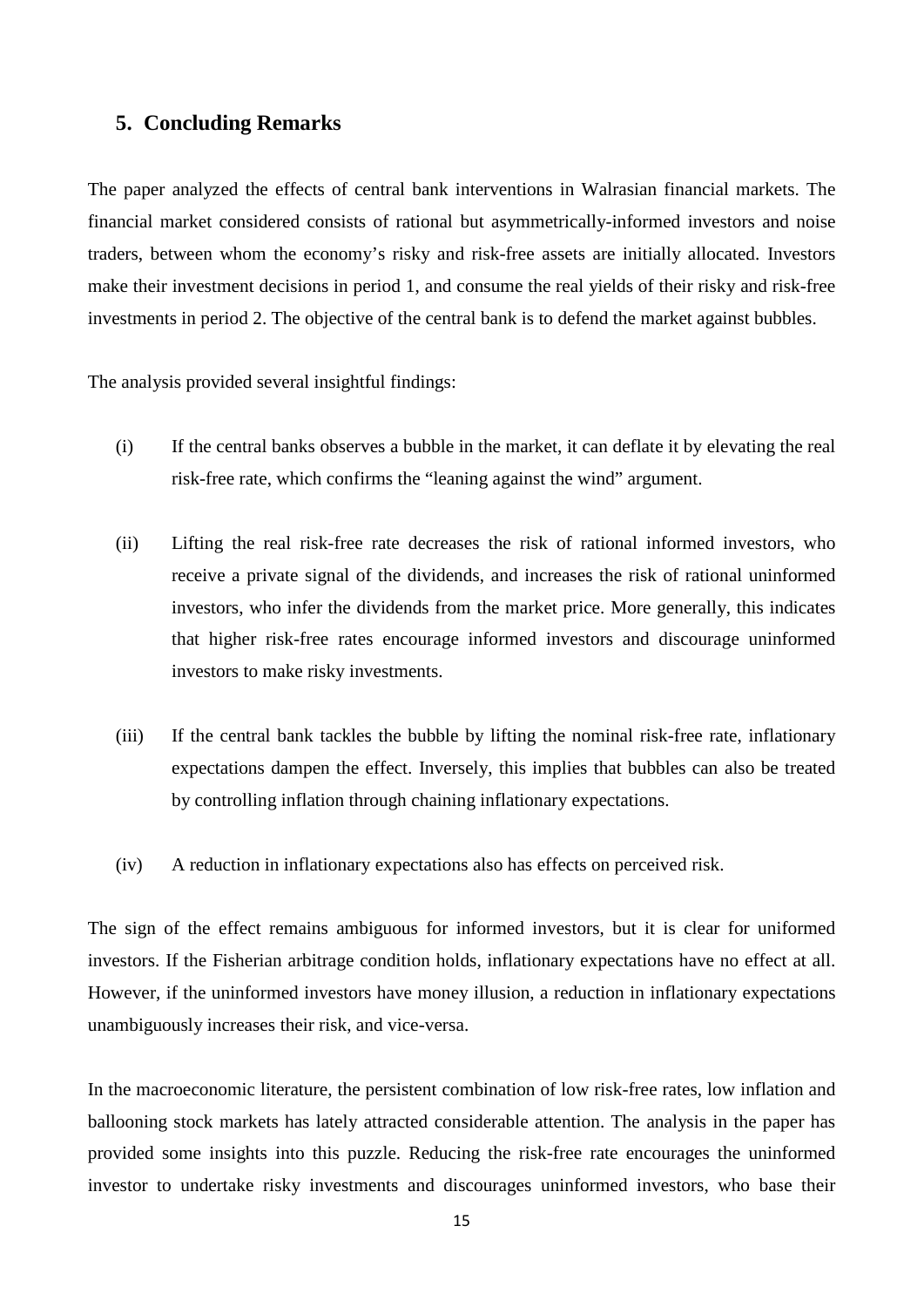## 5. Concluding Remarks

The paper analyzed the effects of central bank interventions in Walrasian financial markets. The financial market considered consists of rational but asymmetrically-informed investors and noise traders, between whom the economy's risky and risk-free assets are initially allocated. Investors make their investment decisions in period 1, and consume the real yields of their risky and risk-free investments in period 2. The objective of the central bank is to defend the market against bubbles.

The analysis provided several insightful findings:

(i) If the central banks observes a bubble in the market, it can deflate it by elevating the real risk-free rate, which confirms the "leaning against the wind" argument.

(ii) Lifting the real risk-free rate decreases the risk of rational informed investors, who receive a private signal of the dividends, and increases the risk of rational uninformed investors, who infer the dividends from the market price. More generally, this indicates that higher risk-free rates encourage informed investors and discourage uninformed investors to make risky investments.

(iii) If the central bank tackles the bubble by lifting the nominal risk-free rate, inflationary expectations dampen the effect. Inversely, this implies that bubbles can also be treated by controlling inflation through chaining inflationary expectations.

(iv) A reduction in inflationary expectations also has effects on perceived risk.

The sign of the effect remains ambiguous for informed investors, but it is clear for uniformed investors. If the Fisherian arbitrage condition holds, inflationary expectations have no effect at all. However, if the uninformed investors have money illusion, a reduction in inflationary expectations unambiguously increases their risk, and vice-versa.

In the macroeconomic literature, the persistent combination of low risk-free rates, low inflation and ballooning stock markets has lately attracted considerable attention. The analysis in the paper has provided some insights into this puzzle. Reducing the risk-free rate encourages the uninformed investor to undertake risky investments and discourages uninformed investors, who base their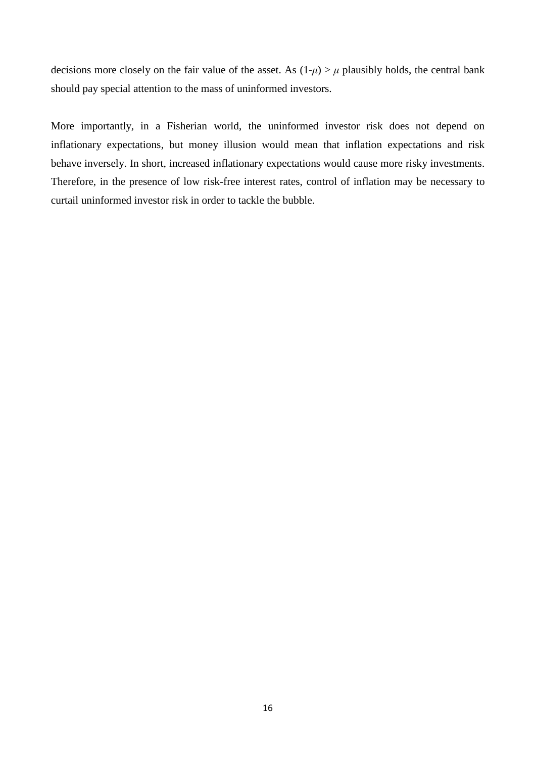decisions more closely on the fair value of the asset. As $(1-\mu) > \mu$ plausibly holds, the central bank should pay special attention to the mass of uninformed investors.

More importantly, in a Fisherian world, the uninformed investor risk does not depend on inflationary expectations, but money illusion would mean that inflation expectations and risk behave inversely. In short, increased inflationary expectations would cause more risky investments. Therefore, in the presence of low risk-free interest rates, control of inflation may be necessary to curtail uninformed investor risk in order to tackle the bubble.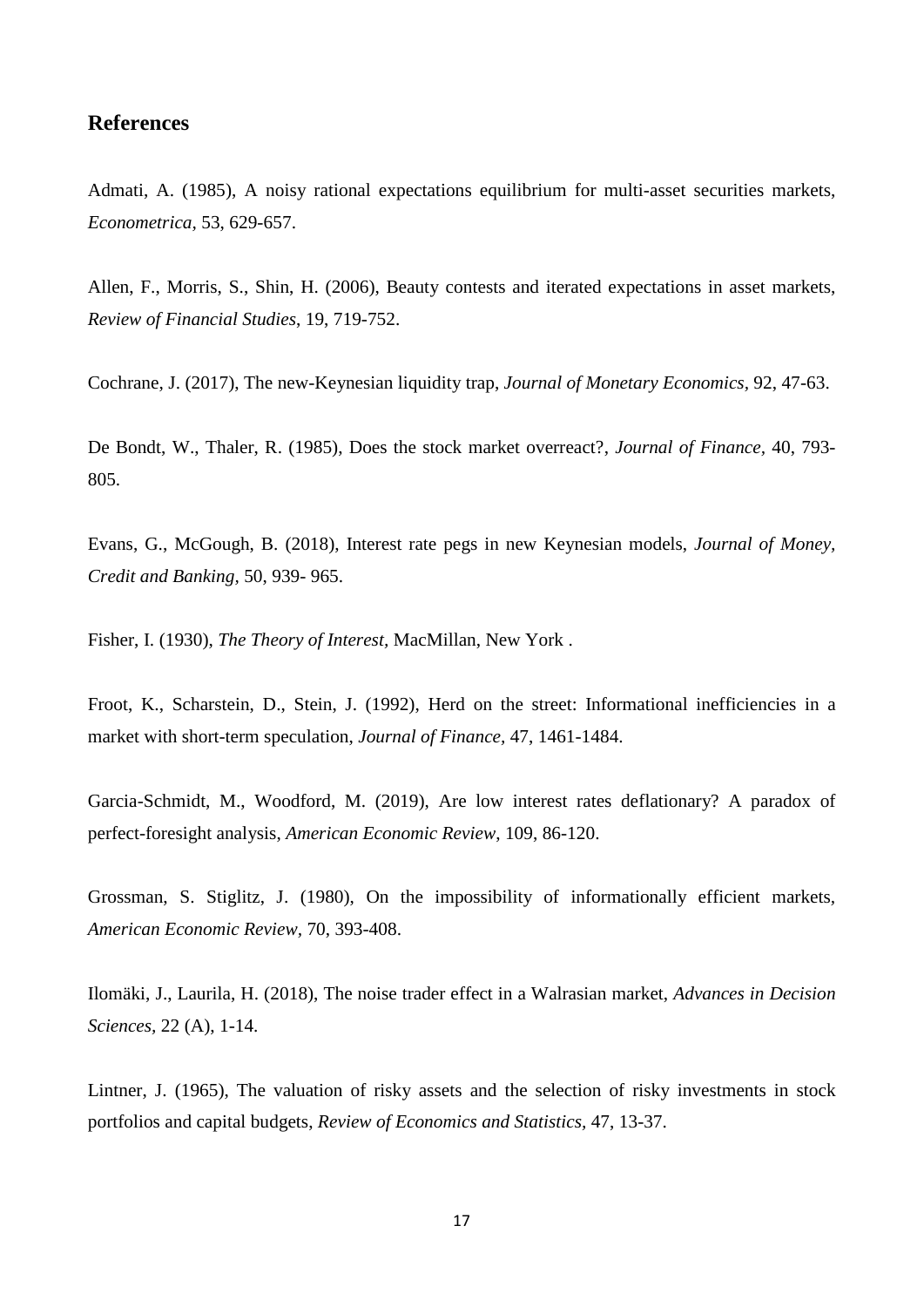## References

Admati, A. (1985), A noisy rational expectations equilibrium for multi-asset securities markets, *Econometrica*, 53, 629-657.

Allen, F., Morris, S., Shin, H. (2006), Beauty contests and iterated expectations in asset markets, *Review of Financial Studies*, 19, 719-752.

Cochrane, J. (2017), The new-Keynesian liquidity trap, *Journal of Monetary Economics*, 92, 47-63.

De Bondt, W., Thaler, R. (1985), Does the stock market overreact?, *Journal of Finance*, 40, 793-805.

Evans, G., McGough, B. (2018), Interest rate pegs in new Keynesian models, *Journal of Money, Credit and Banking*, 50, 939- 965.

Fisher, I. (1930), *The Theory of Interest*, MacMillan, New York .

Froot, K., Scharstein, D., Stein, J. (1992), Herd on the street: Informational inefficiencies in a market with short-term speculation, *Journal of Finance*, 47, 1461-1484.

Garcia-Schmidt, M., Woodford, M. (2019), Are low interest rates deflationary? A paradox of perfect-foresight analysis, *American Economic Review*, 109, 86-120.

Grossman, S. Stiglitz, J. (1980), On the impossibility of informationally efficient markets, *American Economic Review*, 70, 393-408.

Ilomäki, J., Laurila, H. (2018), The noise trader effect in a Walrasian market, *Advances in Decision Sciences*, 22 (A), 1-14.

Lintner, J. (1965), The valuation of risky assets and the selection of risky investments in stock portfolios and capital budgets, *Review of Economics and Statistics*, 47, 13-37.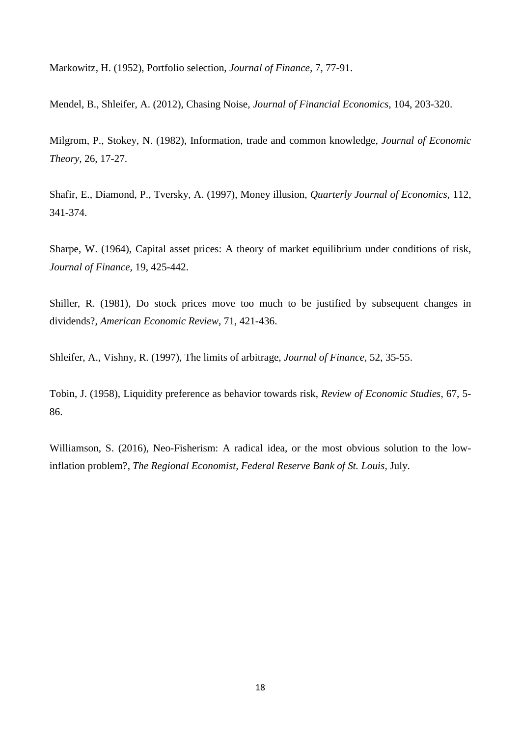Markowitz, H. (1952), Portfolio selection, *Journal of Finance*, 7, 77-91.

Mendel, B., Shleifer, A. (2012), Chasing Noise, *Journal of Financial Economics*, 104, 203-320.

Milgrom, P., Stokey, N. (1982), Information, trade and common knowledge, *Journal of Economic Theory*, 26, 17-27.

Shafir, E., Diamond, P., Tversky, A. (1997), Money illusion, *Quarterly Journal of Economics*, 112, 341-374.

Sharpe, W. (1964), Capital asset prices: A theory of market equilibrium under conditions of risk, *Journal of Finance*, 19, 425-442.

Shiller, R. (1981), Do stock prices move too much to be justified by subsequent changes in dividends?, *American Economic Review*, 71, 421-436.

Shleifer, A., Vishny, R. (1997), The limits of arbitrage, *Journal of Finance*, 52, 35-55.

Tobin, J. (1958), Liquidity preference as behavior towards risk, *Review of Economic Studies*, 67, 5-86.

Williamson, S. (2016), Neo-Fisherism: A radical idea, or the most obvious solution to the low-inflation problem?, *The Regional Economist, Federal Reserve Bank of St. Louis*, July.